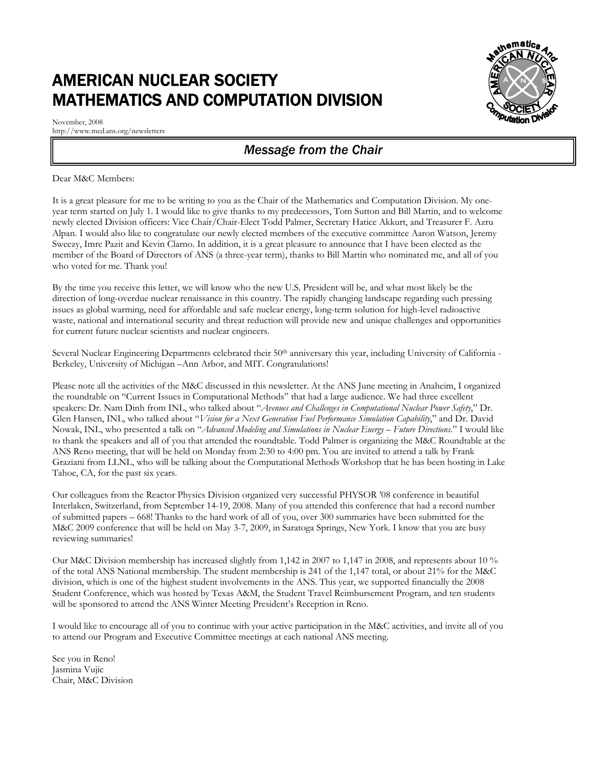# AMERICAN NUCLEAR SOCIETY MATHEMATICS AND COMPUTATION DIVISION

November, 2008
http://www.mcd.ans.org/newsletters

## *Message from the Chair*

Dear M&C Members:

It is a great pleasure for me to be writing to you as the Chair of the Mathematics and Computation Division. My one-year term started on July 1. I would like to give thanks to my predecessors, Tom Sutton and Bill Martin, and to welcome newly elected Division officers: Vice Chair/Chair-Elect Todd Palmer, Secretary Hatice Akkurt, and Treasurer F. Azru Alpan. I would also like to congratulate our newly elected members of the executive committee Aaron Watson, Jeremy Sweezy, Imre Pazit and Kevin Clarno. In addition, it is a great pleasure to announce that I have been elected as the member of the Board of Directors of ANS (a three-year term), thanks to Bill Martin who nominated me, and all of you who voted for me. Thank you!

By the time you receive this letter, we will know who the new U.S. President will be, and what most likely be the direction of long-overdue nuclear renaissance in this country. The rapidly changing landscape regarding such pressing issues as global warming, need for affordable and safe nuclear energy, long-term solution for high-level radioactive waste, national and international security and threat reduction will provide new and unique challenges and opportunities for current future nuclear scientists and nuclear engineers.

Several Nuclear Engineering Departments celebrated their 50th anniversary this year, including University of California - Berkeley, University of Michigan –Ann Arbor, and MIT. Congratulations!

Please note all the activities of the M&C discussed in this newsletter. At the ANS June meeting in Anaheim, I organized the roundtable on "Current Issues in Computational Methods" that had a large audience. We had three excellent speakers: Dr. Nam Dinh from INL, who talked about "*Avenues and Challenges in Computational Nuclear Power Safety*," Dr. Glen Hansen, INL, who talked about "*Vision for a Next Generation Fuel Performance Simulation Capability*," and Dr. David Nowak, INL, who presented a talk on "*Advanced Modeling and Simulations in Nuclear Energy – Future Directions*." I would like to thank the speakers and all of you that attended the roundtable. Todd Palmer is organizing the M&C Roundtable at the ANS Reno meeting, that will be held on Monday from 2:30 to 4:00 pm. You are invited to attend a talk by Frank Graziani from LLNL, who will be talking about the Computational Methods Workshop that he has been hosting in Lake Tahoe, CA, for the past six years.

Our colleagues from the Reactor Physics Division organized very successful PHYSOR '08 conference in beautiful Interlaken, Switzerland, from September 14-19, 2008. Many of you attended this conference that had a record number of submitted papers – 668! Thanks to the hard work of all of you, over 300 summaries have been submitted for the M&C 2009 conference that will be held on May 3-7, 2009, in Saratoga Springs, New York. I know that you are busy reviewing summaries!

Our M&C Division membership has increased slightly from 1,142 in 2007 to 1,147 in 2008, and represents about 10 % of the total ANS National membership. The student membership is 241 of the 1,147 total, or about 21% for the M&C division, which is one of the highest student involvements in the ANS. This year, we supported financially the 2008 Student Conference, which was hosted by Texas A&M, the Student Travel Reimbursement Program, and ten students will be sponsored to attend the ANS Winter Meeting President's Reception in Reno.

I would like to encourage all of you to continue with your active participation in the M&C activities, and invite all of you to attend our Program and Executive Committee meetings at each national ANS meeting.

See you in Reno!
Jasmina Vujic
Chair, M&C Division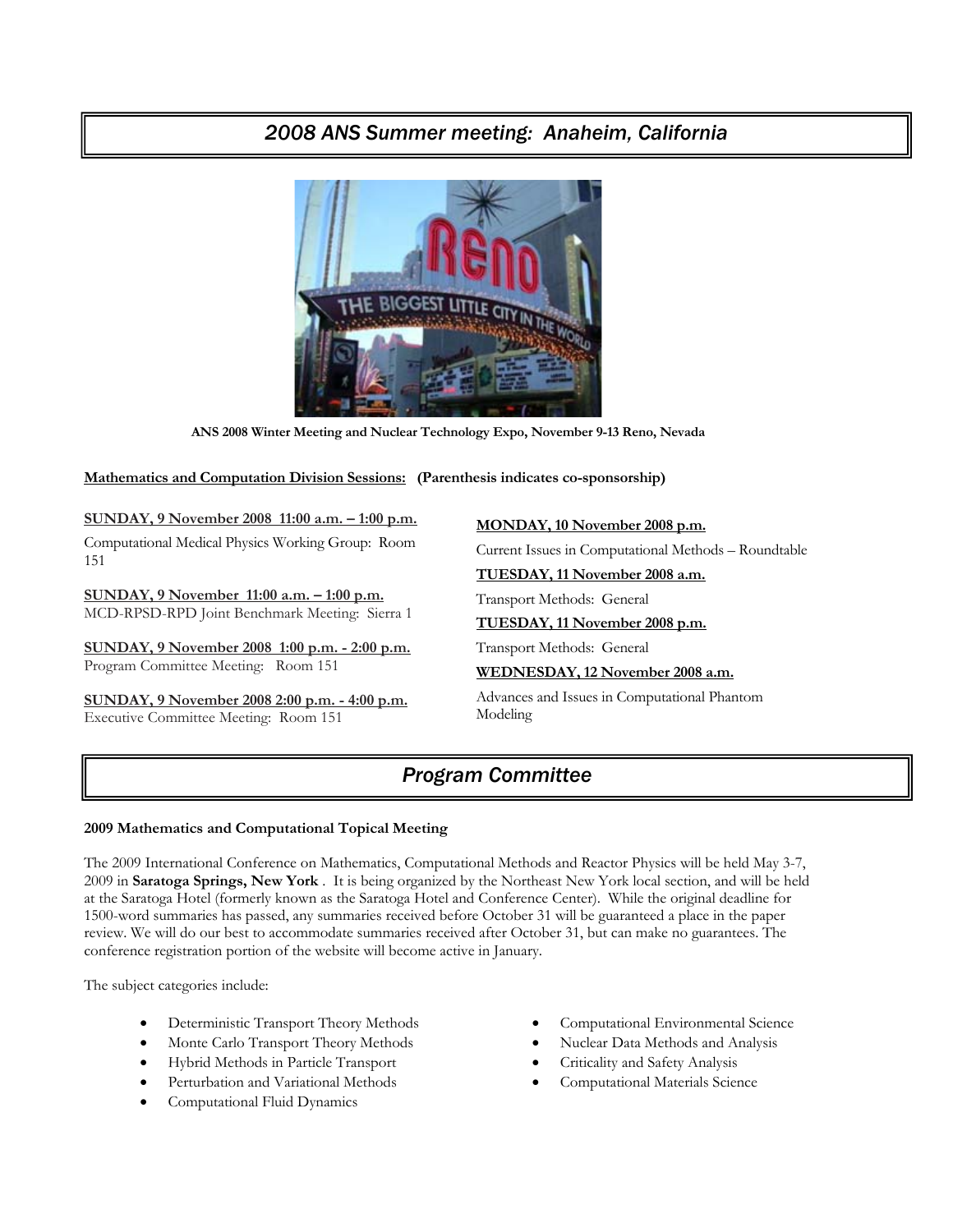## *2008 ANS Summer meeting: Anaheim, California*

**ANS 2008 Winter Meeting and Nuclear Technology Expo, November 9-13 Reno, Nevada**

**Mathematics and Computation Division Sessions:** **(Parenthesis indicates co-sponsorship)**

**SUNDAY, 9 November 2008 11:00 a.m. – 1:00 p.m.**

Computational Medical Physics Working Group: Room 151

**SUNDAY, 9 November 11:00 a.m. – 1:00 p.m.**

MCD-RPSD-RPD Joint Benchmark Meeting: Sierra 1

**SUNDAY, 9 November 2008 1:00 p.m. - 2:00 p.m.**

Program Committee Meeting: Room 151

**SUNDAY, 9 November 2008 2:00 p.m. - 4:00 p.m.**

Executive Committee Meeting: Room 151

**MONDAY, 10 November 2008 p.m.**

Current Issues in Computational Methods – Roundtable

**TUESDAY, 11 November 2008 a.m.**

Transport Methods: General

**TUESDAY, 11 November 2008 p.m.**

Transport Methods: General

**WEDNESDAY, 12 November 2008 a.m.**

Advances and Issues in Computational Phantom Modeling

## *Program Committee*

**2009 Mathematics and Computational Topical Meeting**

The 2009 International Conference on Mathematics, Computational Methods and Reactor Physics will be held May 3-7, 2009 in **Saratoga Springs, New York** . It is being organized by the Northeast New York local section, and will be held at the Saratoga Hotel (formerly known as the Saratoga Hotel and Conference Center). While the original deadline for 1500-word summaries has passed, any summaries received before October 31 will be guaranteed a place in the paper review. We will do our best to accommodate summaries received after October 31, but can make no guarantees. The conference registration portion of the website will become active in January.

The subject categories include:

- Deterministic Transport Theory Methods
- Monte Carlo Transport Theory Methods
- Hybrid Methods in Particle Transport
- Perturbation and Variational Methods
- Computational Fluid Dynamics
- Computational Environmental Science
- Nuclear Data Methods and Analysis
- Criticality and Safety Analysis
- Computational Materials Science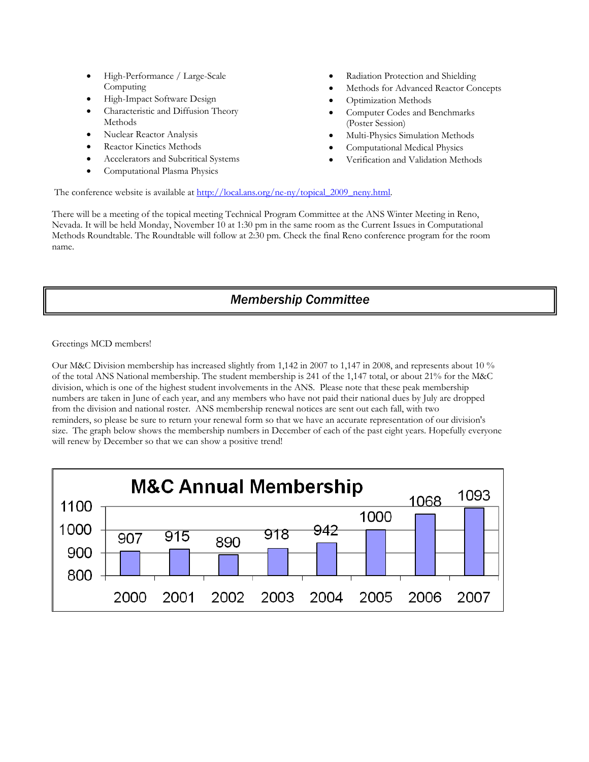- High-Performance / Large-Scale Computing
- High-Impact Software Design
- Characteristic and Diffusion Theory Methods
- Nuclear Reactor Analysis
- Reactor Kinetics Methods
- Accelerators and Subcritical Systems
- Computational Plasma Physics
- Radiation Protection and Shielding
- Methods for Advanced Reactor Concepts
- Optimization Methods
- Computer Codes and Benchmarks (Poster Session)
- Multi-Physics Simulation Methods
- Computational Medical Physics
- Verification and Validation Methods

The conference website is available at [http://local.ans.org/ne-ny/topical_2009_neny.html](http://local.ans.org/ne-ny/topical_2009_neny.html).

There will be a meeting of the topical meeting Technical Program Committee at the ANS Winter Meeting in Reno, Nevada. It will be held Monday, November 10 at 1:30 pm in the same room as the Current Issues in Computational Methods Roundtable. The Roundtable will follow at 2:30 pm. Check the final Reno conference program for the room name.

## *Membership Committee*

Greetings MCD members!

Our M&C Division membership has increased slightly from 1,142 in 2007 to 1,147 in 2008, and represents about 10 % of the total ANS National membership. The student membership is 241 of the 1,147 total, or about 21% for the M&C division, which is one of the highest student involvements in the ANS. Please note that these peak membership numbers are taken in June of each year, and any members who have not paid their national dues by July are dropped from the division and national roster. ANS membership renewal notices are sent out each fall, with two reminders, so please be sure to return your renewal form so that we have an accurate representation of our division's size. The graph below shows the membership numbers in December of each of the past eight years. Hopefully everyone will renew by December so that we can show a positive trend!

**M&C Annual Membership**

| Year | 2000 | 2001 | 2002 | 2003 | 2004 | 2005 | 2006 | 2007 |
|---|---|---|---|---|---|---|---|---|
| Members | 907 | 915 | 890 | 918 | 942 | 1000 | 1068 | 1093 |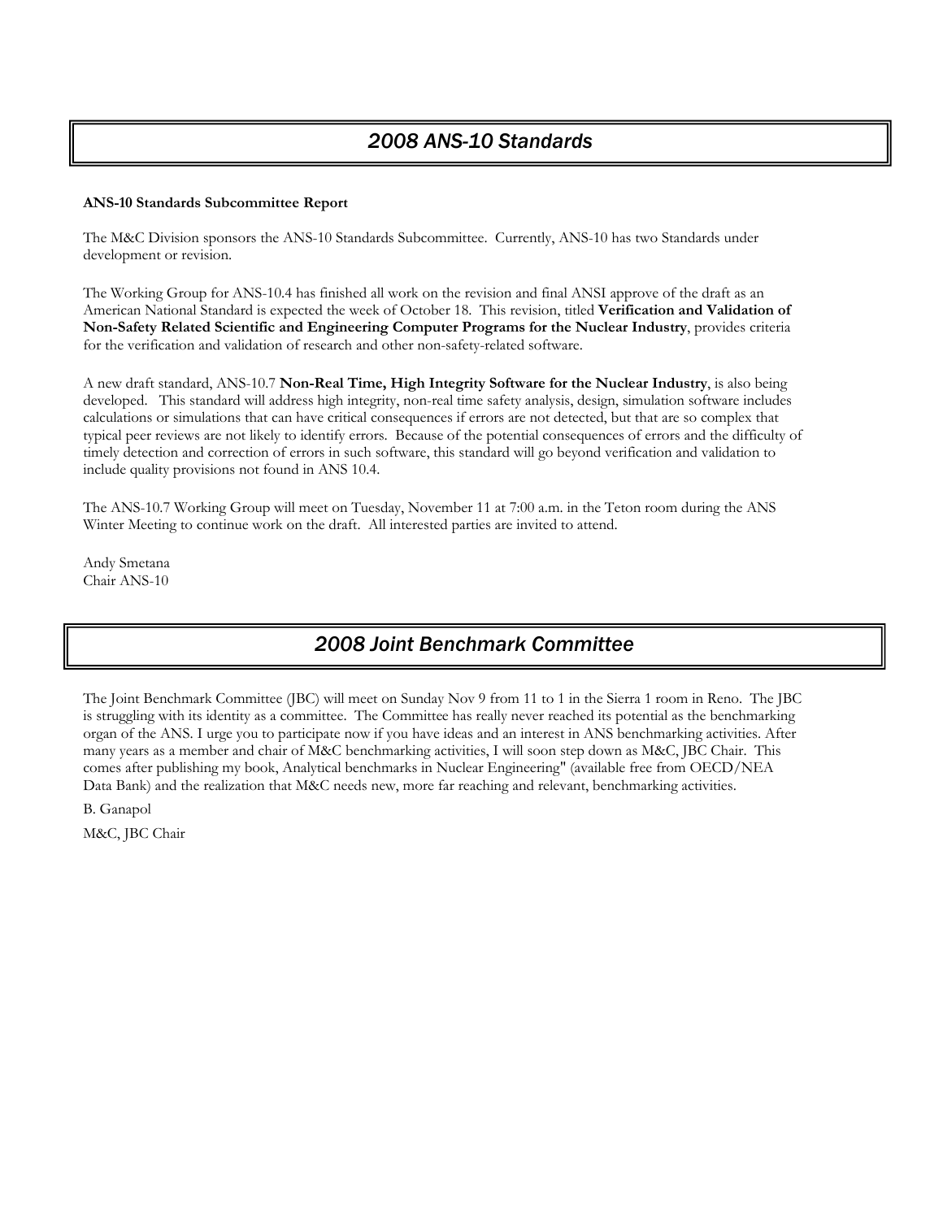# 2008 ANS-10 Standards

**ANS-10 Standards Subcommittee Report**

The M&C Division sponsors the ANS-10 Standards Subcommittee. Currently, ANS-10 has two Standards under development or revision.

The Working Group for ANS-10.4 has finished all work on the revision and final ANSI approve of the draft as an American National Standard is expected the week of October 18. This revision, titled **Verification and Validation of Non-Safety Related Scientific and Engineering Computer Programs for the Nuclear Industry**, provides criteria for the verification and validation of research and other non-safety-related software.

A new draft standard, ANS-10.7 **Non-Real Time, High Integrity Software for the Nuclear Industry**, is also being developed. This standard will address high integrity, non-real time safety analysis, design, simulation software includes calculations or simulations that can have critical consequences if errors are not detected, but that are so complex that typical peer reviews are not likely to identify errors. Because of the potential consequences of errors and the difficulty of timely detection and correction of errors in such software, this standard will go beyond verification and validation to include quality provisions not found in ANS 10.4.

The ANS-10.7 Working Group will meet on Tuesday, November 11 at 7:00 a.m. in the Teton room during the ANS Winter Meeting to continue work on the draft. All interested parties are invited to attend.

Andy Smetana
Chair ANS-10

# 2008 Joint Benchmark Committee

The Joint Benchmark Committee (JBC) will meet on Sunday Nov 9 from 11 to 1 in the Sierra 1 room in Reno. The JBC is struggling with its identity as a committee. The Committee has really never reached its potential as the benchmarking organ of the ANS. I urge you to participate now if you have ideas and an interest in ANS benchmarking activities. After many years as a member and chair of M&C benchmarking activities, I will soon step down as M&C, JBC Chair. This comes after publishing my book, Analytical benchmarks in Nuclear Engineering" (available free from OECD/NEA Data Bank) and the realization that M&C needs new, more far reaching and relevant, benchmarking activities.

B. Ganapol

M&C, JBC Chair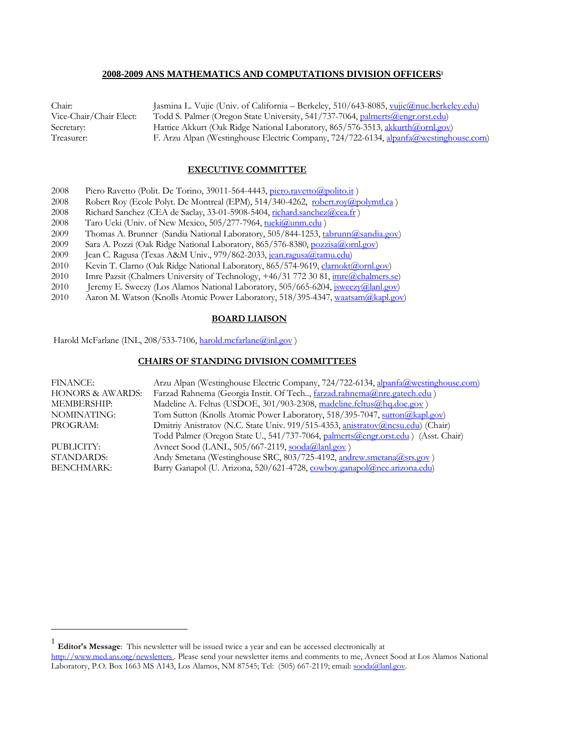## 2008-2009 ANS MATHEMATICS AND COMPUTATIONS DIVISION OFFICERS[1]

| | |
|---|---|
| Chair: | Jasmina L. Vujic (Univ. of California – Berkeley, 510/643-8085, vujic@nuc.berkeley.edu) |
| Vice-Chair/Chair Elect: | Todd S. Palmer (Oregon State University, 541/737-7064, palmerts@engr.orst.edu) |
| Secretary: | Hattice Akkurt (Oak Ridge National Laboratory, 865/576-3513, akkurth@ornl.gov) |
| Treasurer: | F. Arzu Alpan (Westinghouse Electric Company, 724/722-6134, alpanfa@westinghouse.com) |

## EXECUTIVE COMMITTEE

| | |
|---|---|
| 2008 | Piero Ravetto (Polit. De Torino, 39011-564-4443, piero.ravetto@polito.it ) |
| 2008 | Robert Roy (Ecole Polyt. De Montreal (EPM), 514/340-4262, robert.roy@polymtl.ca ) |
| 2008 | Richard Sanchez (CEA de Saclay, 33-01-5908-5404, richard.sanchez@cea.fr ) |
| 2008 | Taro Ueki (Univ. of New Mexico, 505/277-7964, tueki@unm.edu ) |
| 2009 | Thomas A. Brunner (Sandia National Laboratory, 505/844-1253, tabrunn@sandia.gov) |
| 2009 | Sara A. Pozzi (Oak Ridge National Laboratory, 865/576-8380, pozzisa@ornl.gov) |
| 2009 | Jean C. Ragusa (Texas A&M Univ., 979/862-2033, jean.ragusa@tamu.edu) |
| 2010 | Kevin T. Clarno (Oak Ridge National Laboratory, 865/574-9619, clarnokt@ornl.gov) |
| 2010 | Imre Pazsit (Chalmers University of Technology, +46/31 772 30 81, imre@chalmers.se) |
| 2010 | Jeremy E. Sweezy (Los Alamos National Laboratory, 505/665-6204, jsweezy@lanl.gov) |
| 2010 | Aaron M. Watson (Knolls Atomic Power Laboratory, 518/395-4347, waatsam@kapl.gov) |

## BOARD LIAISON

Harold McFarlane (INL, 208/533-7106, harold.mcfarlane@inl.gov )

## CHAIRS OF STANDING DIVISION COMMITTEES

| | |
|---|---|
| FINANCE: | Arzu Alpan (Westinghouse Electric Company, 724/722-6134, alpanfa@westinghouse.com) |
| HONORS & AWARDS: | Farzad Rahnema (Georgia Instit. Of Tech.., farzad.rahnema@nre.gatech.edu ) |
| MEMBERSHIP: | Madeline A. Feltus (USDOE, 301/903-2308, madeline.feltus@hq.doe.gov ) |
| NOMINATING: | Tom Sutton (Knolls Atomic Power Laboratory, 518/395-7047, sutton@kapl.gov) |
| PROGRAM: | Dmitriy Anistratov (N.C. State Univ. 919/515-4353, anistratov@ncsu.edu) (Chair) |
| | Todd Palmer (Oregon State U., 541/737-7064, palmerts@engr.orst.edu ) (Asst. Chair) |
| PUBLICITY: | Avneet Sood (LANL, 505/667-2119, sooda@lanl.gov ) |
| STANDARDS: | Andy Smetana (Westinghouse SRC, 803/725-4192, andrew.smetana@srs.gov ) |
| BENCHMARK: | Barry Ganapol (U. Arizona, 520/621-4728, cowboy.ganapol@nee.arizona.edu) |

---

[1] **Editor's Message**: This newsletter will be issued twice a year and can be accessed electronically at http://www.mcd.ans.org/newsletters . Please send your newsletter items and comments to me, Avneet Sood at Los Alamos National Laboratory, P.O. Box 1663 MS A143, Los Alamos, NM 87545; Tel: (505) 667-2119; email: sooda@lanl.gov.